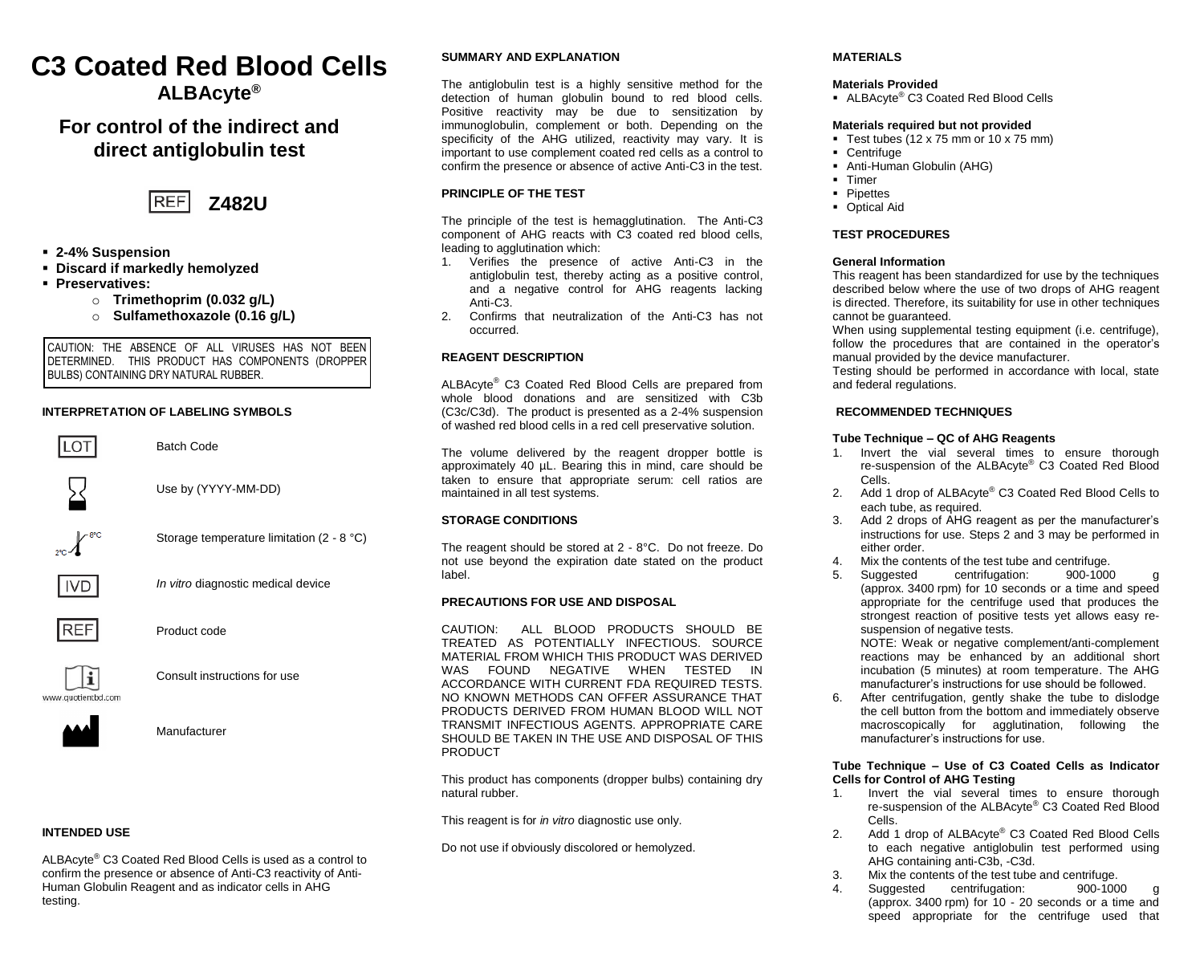# C3 Coated Red Blood Cells

## ALBAcyte®

## For control of the indirect and direct antiglobulin test

REF **Z482U**

- **2-4% Suspension**
- **Discard if markedly hemolyzed**
- **Preservatives:**
  - **Trimethoprim (0.032 g/L)**
  - **Sulfamethoxazole (0.16 g/L)**

CAUTION: THE ABSENCE OF ALL VIRUSES HAS NOT BEEN DETERMINED. THIS PRODUCT HAS COMPONENTS (DROPPER BULBS) CONTAINING DRY NATURAL RUBBER.

### INTERPRETATION OF LABELING SYMBOLS

| Symbol | Meaning |
| --- | --- |
| LOT | Batch Code |
| | Use by (YYYY-MM-DD) |
| 2°C – 8°C | Storage temperature limitation (2 - 8 °C) |
| IVD | *In vitro* diagnostic medical device |
| REF | Product code |
| www.quotientbd.com | Consult instructions for use |
| | Manufacturer |

### INTENDED USE

ALBAcyte® C3 Coated Red Blood Cells is used as a control to confirm the presence or absence of Anti-C3 reactivity of Anti-Human Globulin Reagent and as indicator cells in AHG testing.

### SUMMARY AND EXPLANATION

The antiglobulin test is a highly sensitive method for the detection of human globulin bound to red blood cells. Positive reactivity may be due to sensitization by immunoglobulin, complement or both. Depending on the specificity of the AHG utilized, reactivity may vary. It is important to use complement coated red cells as a control to confirm the presence or absence of active Anti-C3 in the test.

### PRINCIPLE OF THE TEST

The principle of the test is hemagglutination. The Anti-C3 component of AHG reacts with C3 coated red blood cells, leading to agglutination which:

1. Verifies the presence of active Anti-C3 in the antiglobulin test, thereby acting as a positive control, and a negative control for AHG reagents lacking Anti-C3.
2. Confirms that neutralization of the Anti-C3 has not occurred.

### REAGENT DESCRIPTION

ALBAcyte® C3 Coated Red Blood Cells are prepared from whole blood donations and are sensitized with C3b (C3c/C3d). The product is presented as a 2-4% suspension of washed red blood cells in a red cell preservative solution.

The volume delivered by the reagent dropper bottle is approximately 40 µL. Bearing this in mind, care should be taken to ensure that appropriate serum: cell ratios are maintained in all test systems.

### STORAGE CONDITIONS

The reagent should be stored at 2 - 8°C. Do not freeze. Do not use beyond the expiration date stated on the product label.

### PRECAUTIONS FOR USE AND DISPOSAL

CAUTION: ALL BLOOD PRODUCTS SHOULD BE TREATED AS POTENTIALLY INFECTIOUS. SOURCE MATERIAL FROM WHICH THIS PRODUCT WAS DERIVED WAS FOUND NEGATIVE WHEN TESTED IN ACCORDANCE WITH CURRENT FDA REQUIRED TESTS. NO KNOWN METHODS CAN OFFER ASSURANCE THAT PRODUCTS DERIVED FROM HUMAN BLOOD WILL NOT TRANSMIT INFECTIOUS AGENTS. APPROPRIATE CARE SHOULD BE TAKEN IN THE USE AND DISPOSAL OF THIS PRODUCT

This product has components (dropper bulbs) containing dry natural rubber.

This reagent is for *in vitro* diagnostic use only.

Do not use if obviously discolored or hemolyzed.

### MATERIALS

**Materials Provided**

- ALBAcyte® C3 Coated Red Blood Cells

**Materials required but not provided**

- Test tubes (12 x 75 mm or 10 x 75 mm)
- Centrifuge
- Anti-Human Globulin (AHG)
- Timer
- Pipettes
- Optical Aid

### TEST PROCEDURES

**General Information**

This reagent has been standardized for use by the techniques described below where the use of two drops of AHG reagent is directed. Therefore, its suitability for use in other techniques cannot be guaranteed.

When using supplemental testing equipment (i.e. centrifuge), follow the procedures that are contained in the operator's manual provided by the device manufacturer.

Testing should be performed in accordance with local, state and federal regulations.

### RECOMMENDED TECHNIQUES

**Tube Technique – QC of AHG Reagents**

1. Invert the vial several times to ensure thorough re-suspension of the ALBAcyte® C3 Coated Red Blood Cells.
2. Add 1 drop of ALBAcyte® C3 Coated Red Blood Cells to each tube, as required.
3. Add 2 drops of AHG reagent as per the manufacturer's instructions for use. Steps 2 and 3 may be performed in either order.
4. Mix the contents of the test tube and centrifuge.
5. Suggested centrifugation: 900-1000 g (approx. 3400 rpm) for 10 seconds or a time and speed appropriate for the centrifuge used that produces the strongest reaction of positive tests yet allows easy re-suspension of negative tests.

   NOTE: Weak or negative complement/anti-complement reactions may be enhanced by an additional short incubation (5 minutes) at room temperature. The AHG manufacturer's instructions for use should be followed.
6. After centrifugation, gently shake the tube to dislodge the cell button from the bottom and immediately observe macroscopically for agglutination, following the manufacturer's instructions for use.

**Tube Technique – Use of C3 Coated Cells as Indicator Cells for Control of AHG Testing**

1. Invert the vial several times to ensure thorough re-suspension of the ALBAcyte® C3 Coated Red Blood Cells.
2. Add 1 drop of ALBAcyte® C3 Coated Red Blood Cells to each negative antiglobulin test performed using AHG containing anti-C3b, -C3d.
3. Mix the contents of the test tube and centrifuge.
4. Suggested centrifugation: 900-1000 g (approx. 3400 rpm) for 10 - 20 seconds or a time and speed appropriate for the centrifuge used that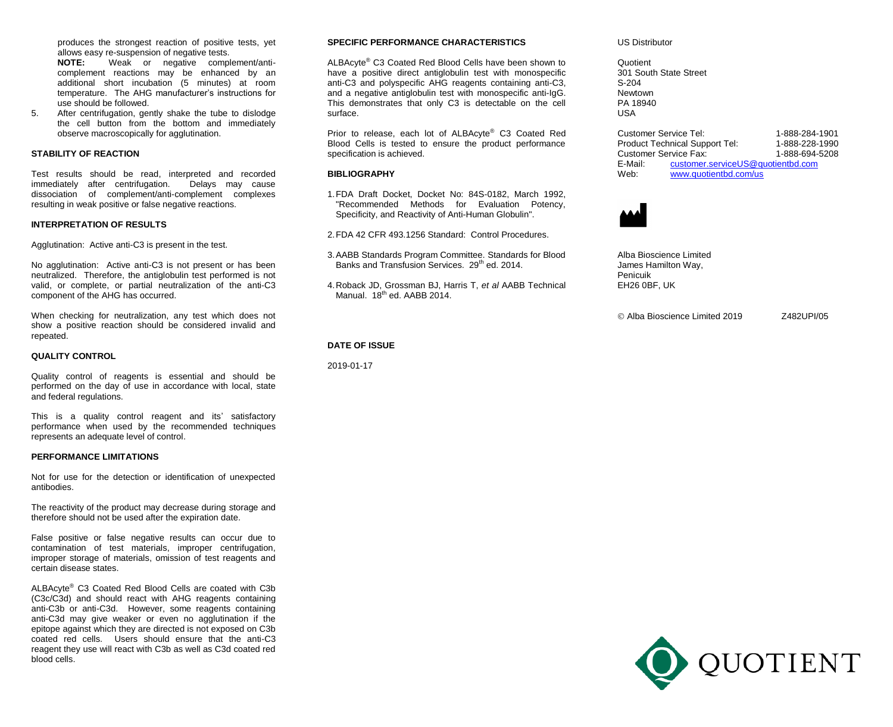produces the strongest reaction of positive tests, yet allows easy re-suspension of negative tests.

**NOTE:** Weak or negative complement/anti-complement reactions may be enhanced by an additional short incubation (5 minutes) at room temperature. The AHG manufacturer's instructions for use should be followed.

5. After centrifugation, gently shake the tube to dislodge the cell button from the bottom and immediately observe macroscopically for agglutination.

## STABILITY OF REACTION

Test results should be read, interpreted and recorded immediately after centrifugation. Delays may cause dissociation of complement/anti-complement complexes resulting in weak positive or false negative reactions.

## INTERPRETATION OF RESULTS

Agglutination: Active anti-C3 is present in the test.

No agglutination: Active anti-C3 is not present or has been neutralized. Therefore, the antiglobulin test performed is not valid, or complete, or partial neutralization of the anti-C3 component of the AHG has occurred.

When checking for neutralization, any test which does not show a positive reaction should be considered invalid and repeated.

## QUALITY CONTROL

Quality control of reagents is essential and should be performed on the day of use in accordance with local, state and federal regulations.

This is a quality control reagent and its' satisfactory performance when used by the recommended techniques represents an adequate level of control.

## PERFORMANCE LIMITATIONS

Not for use for the detection or identification of unexpected antibodies.

The reactivity of the product may decrease during storage and therefore should not be used after the expiration date.

False positive or false negative results can occur due to contamination of test materials, improper centrifugation, improper storage of materials, omission of test reagents and certain disease states.

ALBAcyte® C3 Coated Red Blood Cells are coated with C3b (C3c/C3d) and should react with AHG reagents containing anti-C3b or anti-C3d. However, some reagents containing anti-C3d may give weaker or even no agglutination if the epitope against which they are directed is not exposed on C3b coated red cells. Users should ensure that the anti-C3 reagent they use will react with C3b as well as C3d coated red blood cells.

## SPECIFIC PERFORMANCE CHARACTERISTICS

ALBAcyte® C3 Coated Red Blood Cells have been shown to have a positive direct antiglobulin test with monospecific anti-C3 and polyspecific AHG reagents containing anti-C3, and a negative antiglobulin test with monospecific anti-IgG. This demonstrates that only C3 is detectable on the cell surface.

Prior to release, each lot of ALBAcyte® C3 Coated Red Blood Cells is tested to ensure the product performance specification is achieved.

## BIBLIOGRAPHY

1. FDA Draft Docket, Docket No: 84S-0182, March 1992, "Recommended Methods for Evaluation Potency, Specificity, and Reactivity of Anti-Human Globulin".
2. FDA 42 CFR 493.1256 Standard: Control Procedures.
3. AABB Standards Program Committee. Standards for Blood Banks and Transfusion Services. 29th ed. 2014.
4. Roback JD, Grossman BJ, Harris T, *et al* AABB Technical Manual. 18th ed. AABB 2014.

## DATE OF ISSUE

2019-01-17

US Distributor

Quotient
301 South State Street
S-204
Newtown
PA 18940
USA

| | |
|---|---|
| Customer Service Tel: | 1-888-284-1901 |
| Product Technical Support Tel: | 1-888-228-1990 |
| Customer Service Fax: | 1-888-694-5208 |
| E-Mail: | customer.serviceUS@quotientbd.com |
| Web: | www.quotientbd.com/us |

Alba Bioscience Limited
James Hamilton Way,
Penicuik
EH26 0BF, UK

© Alba Bioscience Limited 2019 Z482UPI/05

QUOTIENT